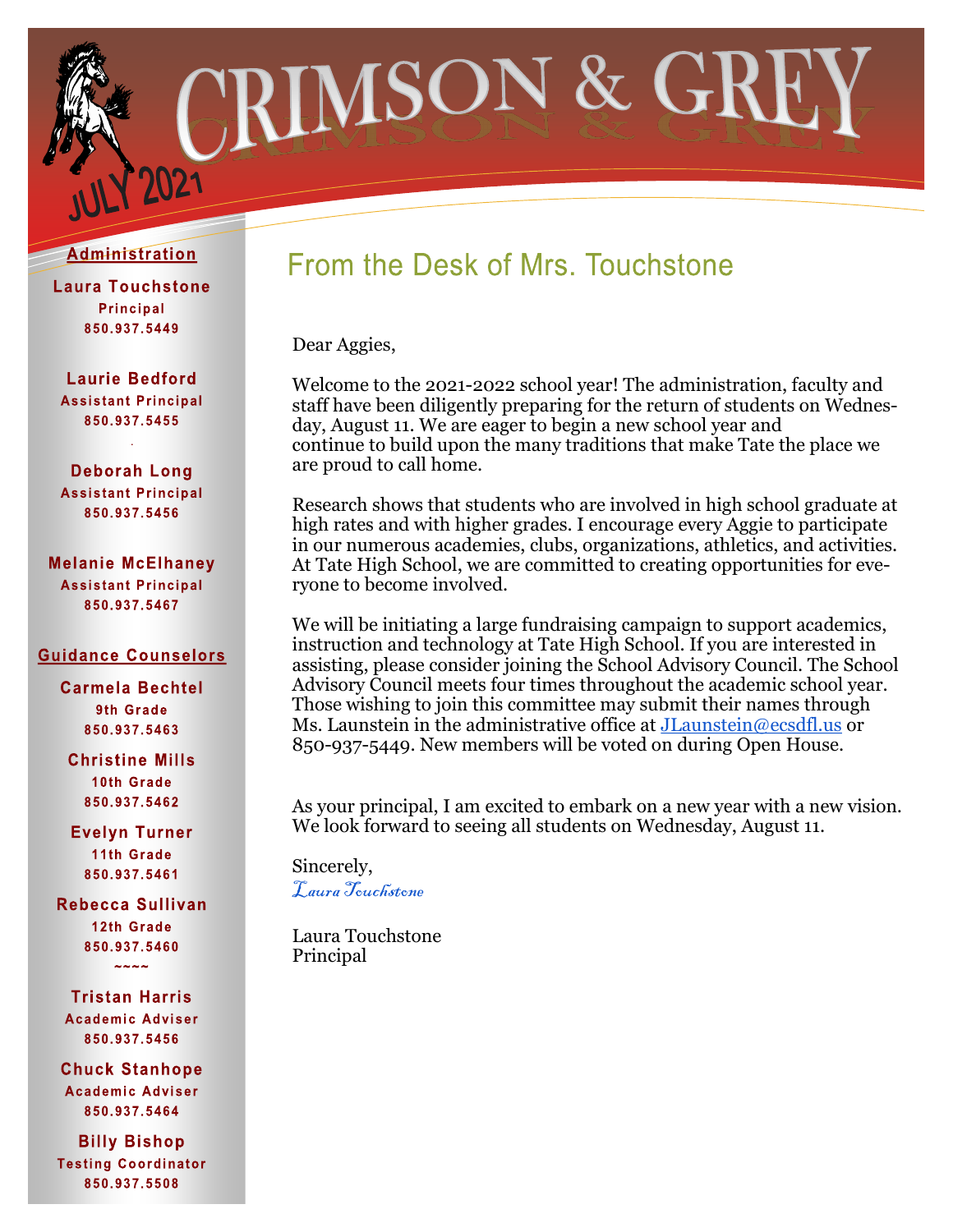# CRIMSON & GREY

JULY 2021

## Administration

**Laura Touchstone**
Principal
850.937.5449

**Laurie Bedford**
Assistant Principal
850.937.5455

**Deborah Long**
Assistant Principal
850.937.5456

**Melanie McElhaney**
Assistant Principal
850.937.5467

## Guidance Counselors

**Carmela Bechtel**
9th Grade
850.937.5463

**Christine Mills**
10th Grade
850.937.5462

**Evelyn Turner**
11th Grade
850.937.5461

**Rebecca Sullivan**
12th Grade
850.937.5460

~~~~

**Tristan Harris**
Academic Adviser
850.937.5456

**Chuck Stanhope**
Academic Adviser
850.937.5464

**Billy Bishop**
Testing Coordinator
850.937.5508

## From the Desk of Mrs. Touchstone

Dear Aggies,

Welcome to the 2021-2022 school year! The administration, faculty and staff have been diligently preparing for the return of students on Wednesday, August 11. We are eager to begin a new school year and continue to build upon the many traditions that make Tate the place we are proud to call home.

Research shows that students who are involved in high school graduate at high rates and with higher grades. I encourage every Aggie to participate in our numerous academies, clubs, organizations, athletics, and activities. At Tate High School, we are committed to creating opportunities for everyone to become involved.

We will be initiating a large fundraising campaign to support academics, instruction and technology at Tate High School. If you are interested in assisting, please consider joining the School Advisory Council. The School Advisory Council meets four times throughout the academic school year. Those wishing to join this committee may submit their names through Ms. Launstein in the administrative office at JLaunstein@ecsdfl.us or 850-937-5449. New members will be voted on during Open House.

As your principal, I am excited to embark on a new year with a new vision. We look forward to seeing all students on Wednesday, August 11.

Sincerely,

*Laura Touchstone*

Laura Touchstone
Principal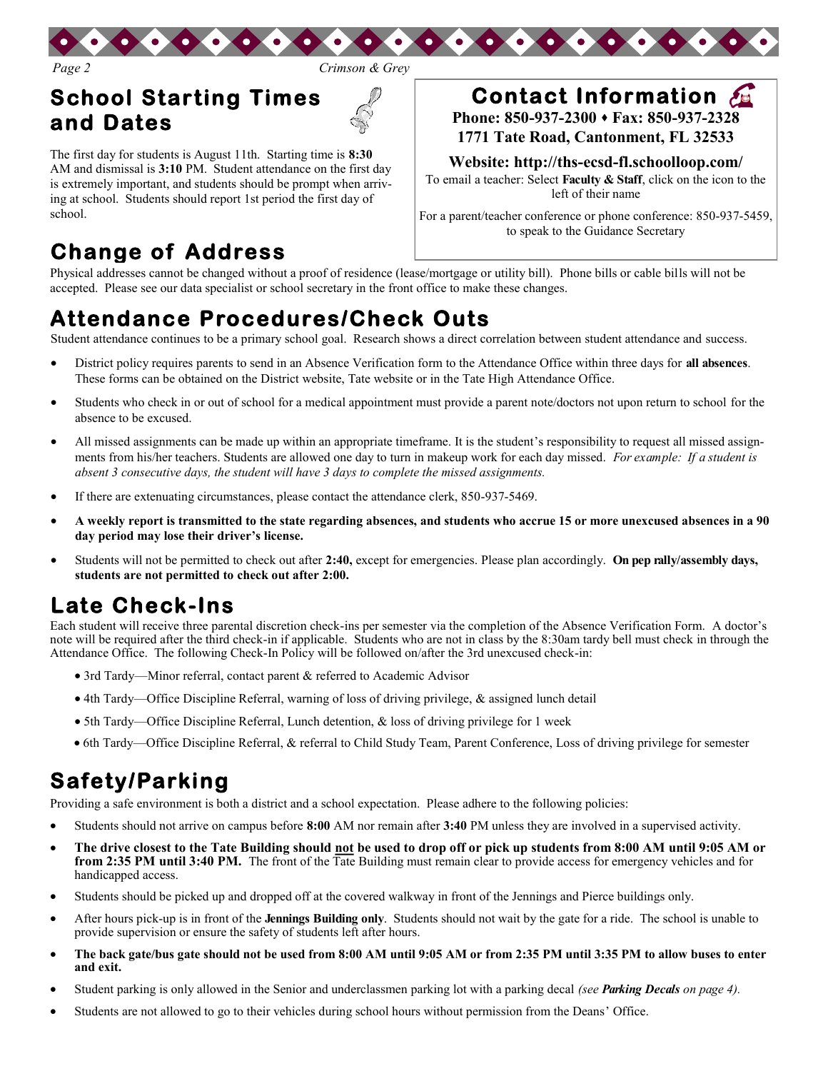## School Starting Times and Dates

The first day for students is August 11th. Starting time is **8:30** AM and dismissal is **3:10** PM. Student attendance on the first day is extremely important, and students should be prompt when arriving at school. Students should report 1st period the first day of school.

## Contact Information

**Phone: 850-937-2300 ♦ Fax: 850-937-2328**
**1771 Tate Road, Cantonment, FL 32533**

**Website: http://ths-ecsd-fl.schoolloop.com/**

To email a teacher: Select **Faculty & Staff**, click on the icon to the left of their name

For a parent/teacher conference or phone conference: 850-937-5459, to speak to the Guidance Secretary

## Change of Address

Physical addresses cannot be changed without a proof of residence (lease/mortgage or utility bill). Phone bills or cable bills will not be accepted. Please see our data specialist or school secretary in the front office to make these changes.

## Attendance Procedures/Check Outs

Student attendance continues to be a primary school goal. Research shows a direct correlation between student attendance and success.

- District policy requires parents to send in an Absence Verification form to the Attendance Office within three days for **all absences**. These forms can be obtained on the District website, Tate website or in the Tate High Attendance Office.
- Students who check in or out of school for a medical appointment must provide a parent note/doctors not upon return to school for the absence to be excused.
- All missed assignments can be made up within an appropriate timeframe. It is the student's responsibility to request all missed assignments from his/her teachers. Students are allowed one day to turn in makeup work for each day missed. *For example: If a student is absent 3 consecutive days, the student will have 3 days to complete the missed assignments.*
- If there are extenuating circumstances, please contact the attendance clerk, 850-937-5469.
- **A weekly report is transmitted to the state regarding absences, and students who accrue 15 or more unexcused absences in a 90 day period may lose their driver's license.**
- Students will not be permitted to check out after **2:40,** except for emergencies. Please plan accordingly. **On pep rally/assembly days, students are not permitted to check out after 2:00.**

## Late Check-Ins

Each student will receive three parental discretion check-ins per semester via the completion of the Absence Verification Form. A doctor's note will be required after the third check-in if applicable. Students who are not in class by the 8:30am tardy bell must check in through the Attendance Office. The following Check-In Policy will be followed on/after the 3rd unexcused check-in:

- 3rd Tardy—Minor referral, contact parent & referred to Academic Advisor
- 4th Tardy—Office Discipline Referral, warning of loss of driving privilege, & assigned lunch detail
- 5th Tardy—Office Discipline Referral, Lunch detention, & loss of driving privilege for 1 week
- 6th Tardy—Office Discipline Referral, & referral to Child Study Team, Parent Conference, Loss of driving privilege for semester

## Safety/Parking

Providing a safe environment is both a district and a school expectation. Please adhere to the following policies:

- Students should not arrive on campus before **8:00** AM nor remain after **3:40** PM unless they are involved in a supervised activity.
- **The drive closest to the Tate Building should not be used to drop off or pick up students from 8:00 AM until 9:05 AM or from 2:35 PM until 3:40 PM.** The front of the Tate Building must remain clear to provide access for emergency vehicles and for handicapped access.
- Students should be picked up and dropped off at the covered walkway in front of the Jennings and Pierce buildings only.
- After hours pick-up is in front of the **Jennings Building only**. Students should not wait by the gate for a ride. The school is unable to provide supervision or ensure the safety of students left after hours.
- **The back gate/bus gate should not be used from 8:00 AM until 9:05 AM or from 2:35 PM until 3:35 PM to allow buses to enter and exit.**
- Student parking is only allowed in the Senior and underclassmen parking lot with a parking decal *(see **Parking Decals** on page 4).*
- Students are not allowed to go to their vehicles during school hours without permission from the Deans' Office.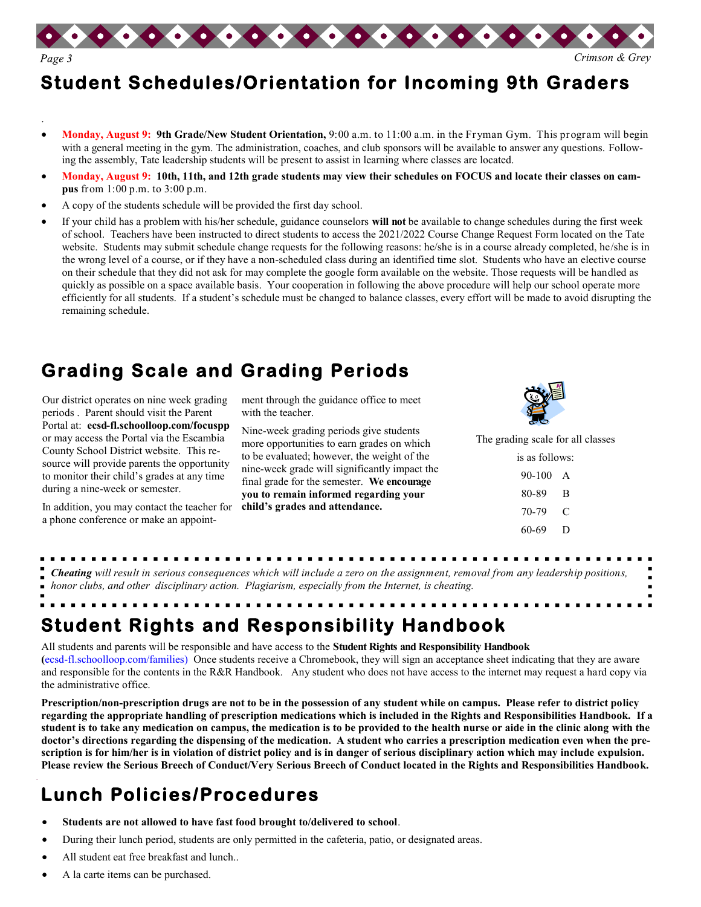## Student Schedules/Orientation for Incoming 9th Graders

- **Monday, August 9: 9th Grade/New Student Orientation,** 9:00 a.m. to 11:00 a.m. in the Fryman Gym. This program will begin with a general meeting in the gym. The administration, coaches, and club sponsors will be available to answer any questions. Following the assembly, Tate leadership students will be present to assist in learning where classes are located.
- **Monday, August 9: 10th, 11th, and 12th grade students may view their schedules on FOCUS and locate their classes on campus** from 1:00 p.m. to 3:00 p.m.
- A copy of the students schedule will be provided the first day school.
- If your child has a problem with his/her schedule, guidance counselors **will not** be available to change schedules during the first week of school. Teachers have been instructed to direct students to access the 2021/2022 Course Change Request Form located on the Tate website. Students may submit schedule change requests for the following reasons: he/she is in a course already completed, he/she is in the wrong level of a course, or if they have a non-scheduled class during an identified time slot. Students who have an elective course on their schedule that they did not ask for may complete the google form available on the website. Those requests will be handled as quickly as possible on a space available basis. Your cooperation in following the above procedure will help our school operate more efficiently for all students. If a student's schedule must be changed to balance classes, every effort will be made to avoid disrupting the remaining schedule.

## Grading Scale and Grading Periods

Our district operates on nine week grading periods . Parent should visit the Parent Portal at: **ecsd-fl.schoolloop.com/focuspp** or may access the Portal via the Escambia County School District website. This resource will provide parents the opportunity to monitor their child's grades at any time during a nine-week or semester.

In addition, you may contact the teacher for a phone conference or make an appointment through the guidance office to meet with the teacher.

Nine-week grading periods give students more opportunities to earn grades on which to be evaluated; however, the weight of the nine-week grade will significantly impact the final grade for the semester. **We encourage you to remain informed regarding your child's grades and attendance.**

The grading scale for all classes is as follows:

| | |
|---|---|
| 90-100 | A |
| 80-89 | B |
| 70-79 | C |
| 60-69 | D |

***Cheating*** *will result in serious consequences which will include a zero on the assignment, removal from any leadership positions, honor clubs, and other disciplinary action. Plagiarism, especially from the Internet, is cheating.*

## Student Rights and Responsibility Handbook

All students and parents will be responsible and have access to the **Student Rights and Responsibility Handbook** (ecsd-fl.schoolloop.com/families) Once students receive a Chromebook, they will sign an acceptance sheet indicating that they are aware and responsible for the contents in the R&R Handbook. Any student who does not have access to the internet may request a hard copy via the administrative office.

**Prescription/non-prescription drugs are not to be in the possession of any student while on campus. Please refer to district policy regarding the appropriate handling of prescription medications which is included in the Rights and Responsibilities Handbook. If a student is to take any medication on campus, the medication is to be provided to the health nurse or aide in the clinic along with the doctor's directions regarding the dispensing of the medication. A student who carries a prescription medication even when the prescription is for him/her is in violation of district policy and is in danger of serious disciplinary action which may include expulsion. Please review the Serious Breech of Conduct/Very Serious Breech of Conduct located in the Rights and Responsibilities Handbook.**

## Lunch Policies/Procedures

- **Students are not allowed to have fast food brought to/delivered to school**.
- During their lunch period, students are only permitted in the cafeteria, patio, or designated areas.
- All student eat free breakfast and lunch..
- A la carte items can be purchased.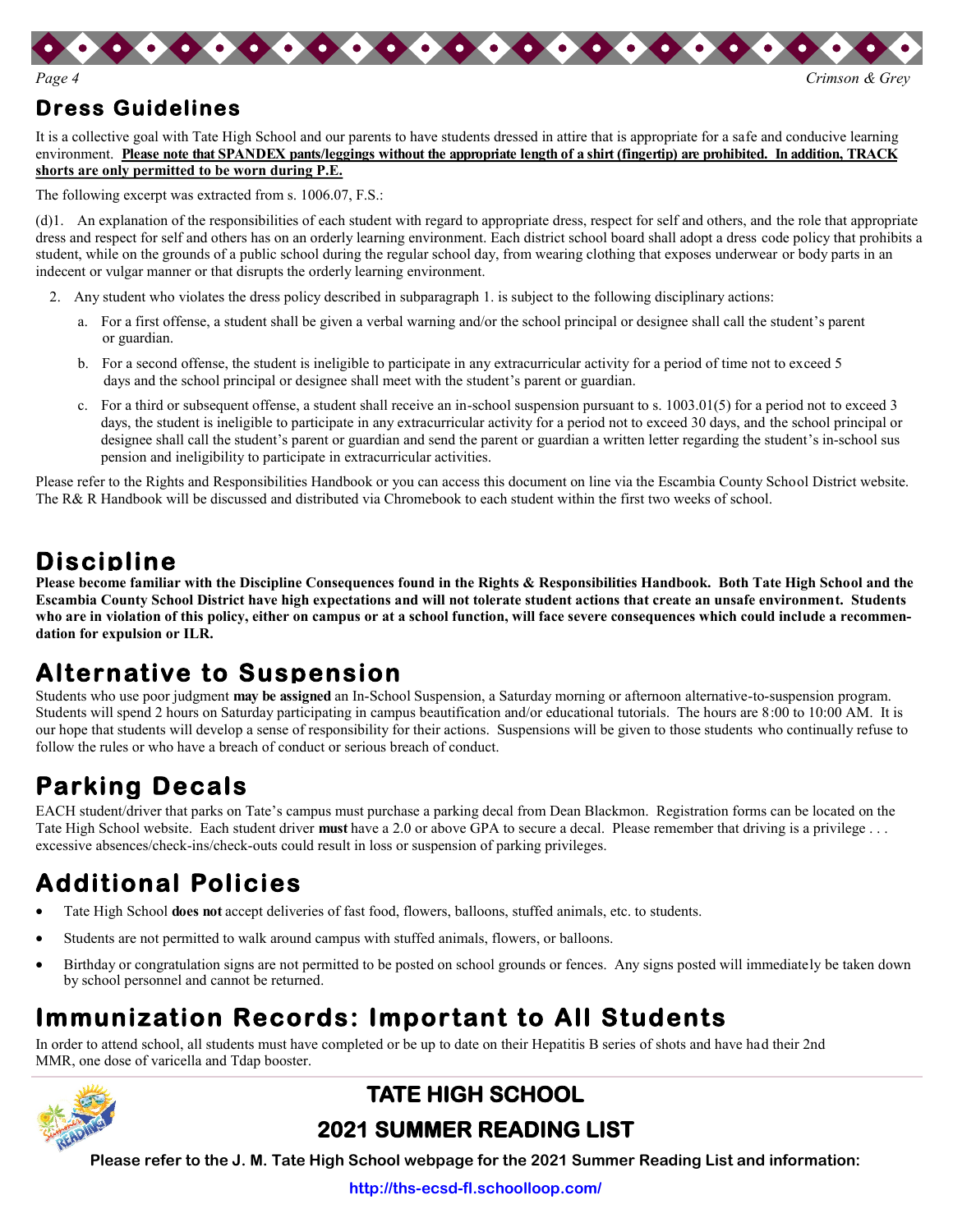## Dress Guidelines

It is a collective goal with Tate High School and our parents to have students dressed in attire that is appropriate for a safe and conducive learning environment. **Please note that SPANDEX pants/leggings without the appropriate length of a shirt (fingertip) are prohibited. In addition, TRACK shorts are only permitted to be worn during P.E.**

The following excerpt was extracted from s. 1006.07, F.S.:

(d)1. An explanation of the responsibilities of each student with regard to appropriate dress, respect for self and others, and the role that appropriate dress and respect for self and others has on an orderly learning environment. Each district school board shall adopt a dress code policy that prohibits a student, while on the grounds of a public school during the regular school day, from wearing clothing that exposes underwear or body parts in an indecent or vulgar manner or that disrupts the orderly learning environment.

2. Any student who violates the dress policy described in subparagraph 1. is subject to the following disciplinary actions:

   a. For a first offense, a student shall be given a verbal warning and/or the school principal or designee shall call the student's parent or guardian.

   b. For a second offense, the student is ineligible to participate in any extracurricular activity for a period of time not to exceed 5 days and the school principal or designee shall meet with the student's parent or guardian.

   c. For a third or subsequent offense, a student shall receive an in-school suspension pursuant to s. 1003.01(5) for a period not to exceed 3 days, the student is ineligible to participate in any extracurricular activity for a period not to exceed 30 days, and the school principal or designee shall call the student's parent or guardian and send the parent or guardian a written letter regarding the student's in-school suspension and ineligibility to participate in extracurricular activities.

Please refer to the Rights and Responsibilities Handbook or you can access this document on line via the Escambia County School District website. The R& R Handbook will be discussed and distributed via Chromebook to each student within the first two weeks of school.

## Discipline

**Please become familiar with the Discipline Consequences found in the Rights & Responsibilities Handbook. Both Tate High School and the Escambia County School District have high expectations and will not tolerate student actions that create an unsafe environment. Students who are in violation of this policy, either on campus or at a school function, will face severe consequences which could include a recommendation for expulsion or ILR.**

## Alternative to Suspension

Students who use poor judgment **may be assigned** an In-School Suspension, a Saturday morning or afternoon alternative-to-suspension program. Students will spend 2 hours on Saturday participating in campus beautification and/or educational tutorials. The hours are 8:00 to 10:00 AM. It is our hope that students will develop a sense of responsibility for their actions. Suspensions will be given to those students who continually refuse to follow the rules or who have a breach of conduct or serious breach of conduct.

## Parking Decals

EACH student/driver that parks on Tate's campus must purchase a parking decal from Dean Blackmon. Registration forms can be located on the Tate High School website. Each student driver **must** have a 2.0 or above GPA to secure a decal. Please remember that driving is a privilege . . . excessive absences/check-ins/check-outs could result in loss or suspension of parking privileges.

## Additional Policies

- Tate High School **does not** accept deliveries of fast food, flowers, balloons, stuffed animals, etc. to students.
- Students are not permitted to walk around campus with stuffed animals, flowers, or balloons.
- Birthday or congratulation signs are not permitted to be posted on school grounds or fences. Any signs posted will immediately be taken down by school personnel and cannot be returned.

## Immunization Records: Important to All Students

In order to attend school, all students must have completed or be up to date on their Hepatitis B series of shots and have had their 2nd MMR, one dose of varicella and Tdap booster.

## TATE HIGH SCHOOL

## 2021 SUMMER READING LIST

**Please refer to the J. M. Tate High School webpage for the 2021 Summer Reading List and information:**

**http://ths-ecsd-fl.schoolloop.com/**